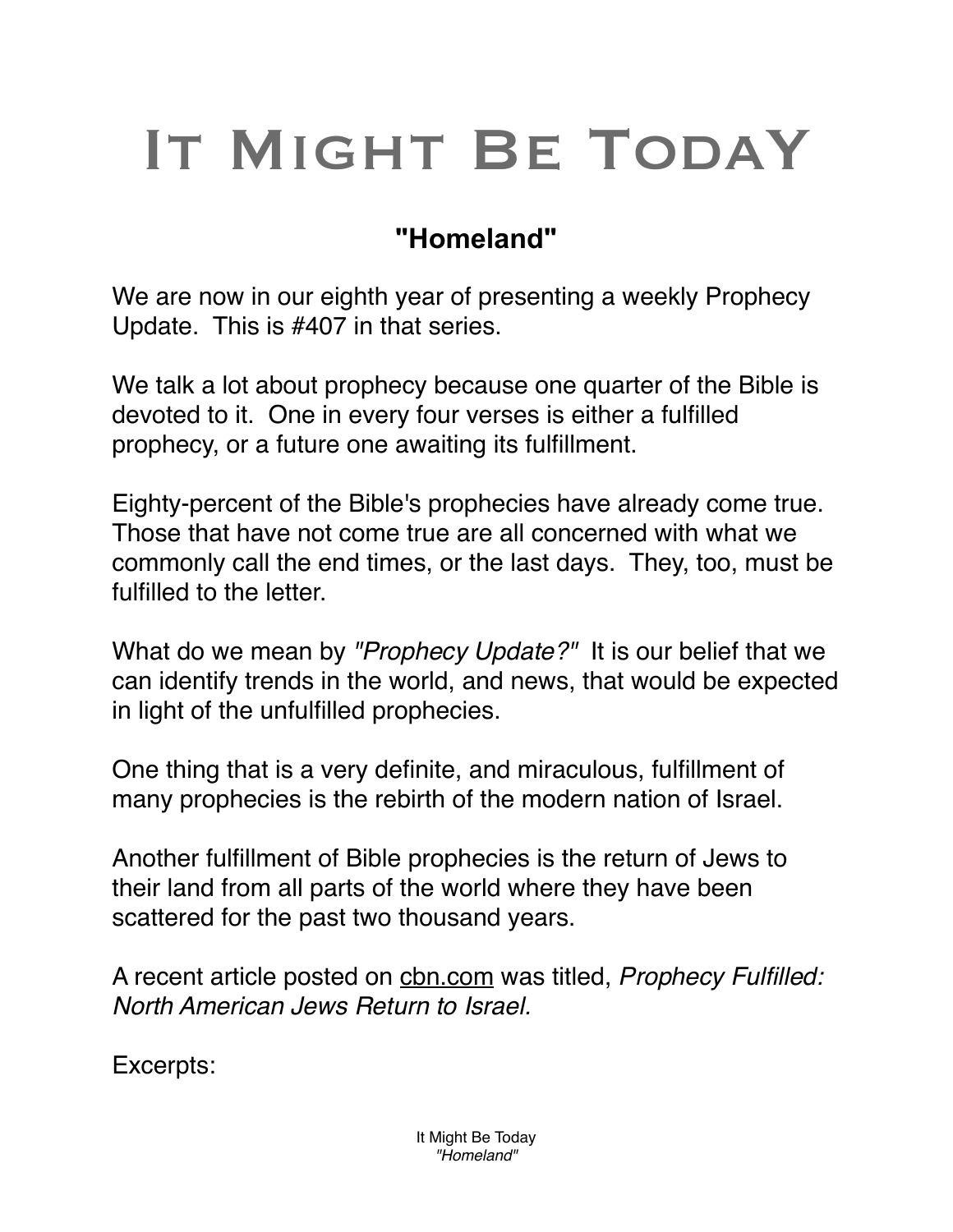# It Might Be Today

## "Homeland"

We are now in our eighth year of presenting a weekly Prophecy Update. This is #407 in that series.

We talk a lot about prophecy because one quarter of the Bible is devoted to it. One in every four verses is either a fulfilled prophecy, or a future one awaiting its fulfillment.

Eighty-percent of the Bible's prophecies have already come true. Those that have not come true are all concerned with what we commonly call the end times, or the last days. They, too, must be fulfilled to the letter.

What do we mean by *"Prophecy Update?"* It is our belief that we can identify trends in the world, and news, that would be expected in light of the unfulfilled prophecies.

One thing that is a very definite, and miraculous, fulfillment of many prophecies is the rebirth of the modern nation of Israel.

Another fulfillment of Bible prophecies is the return of Jews to their land from all parts of the world where they have been scattered for the past two thousand years.

A recent article posted on cbn.com was titled, *Prophecy Fulfilled: North American Jews Return to Israel.*

Excerpts: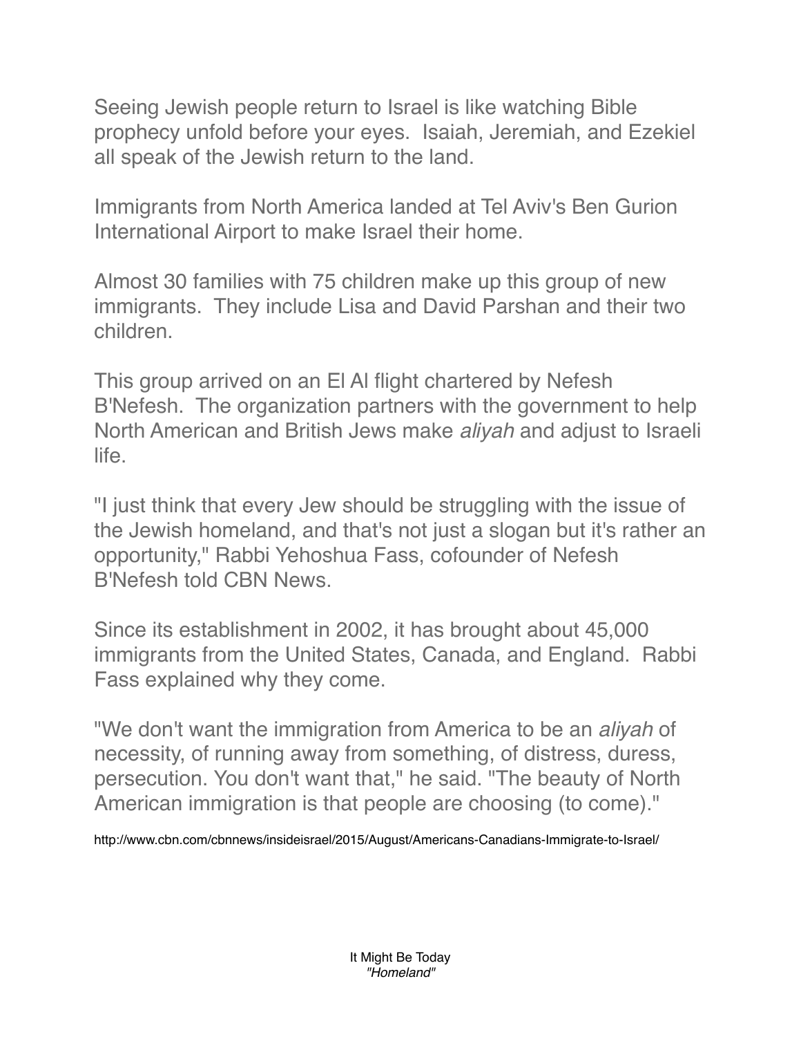Seeing Jewish people return to Israel is like watching Bible prophecy unfold before your eyes. Isaiah, Jeremiah, and Ezekiel all speak of the Jewish return to the land.

Immigrants from North America landed at Tel Aviv's Ben Gurion International Airport to make Israel their home.

Almost 30 families with 75 children make up this group of new immigrants. They include Lisa and David Parshan and their two children.

This group arrived on an El Al flight chartered by Nefesh B'Nefesh. The organization partners with the government to help North American and British Jews make *aliyah* and adjust to Israeli life.

"I just think that every Jew should be struggling with the issue of the Jewish homeland, and that's not just a slogan but it's rather an opportunity," Rabbi Yehoshua Fass, cofounder of Nefesh B'Nefesh told CBN News.

Since its establishment in 2002, it has brought about 45,000 immigrants from the United States, Canada, and England. Rabbi Fass explained why they come.

"We don't want the immigration from America to be an *aliyah* of necessity, of running away from something, of distress, duress, persecution. You don't want that," he said. "The beauty of North American immigration is that people are choosing (to come)."

http://www.cbn.com/cbnnews/insideisrael/2015/August/Americans-Canadians-Immigrate-to-Israel/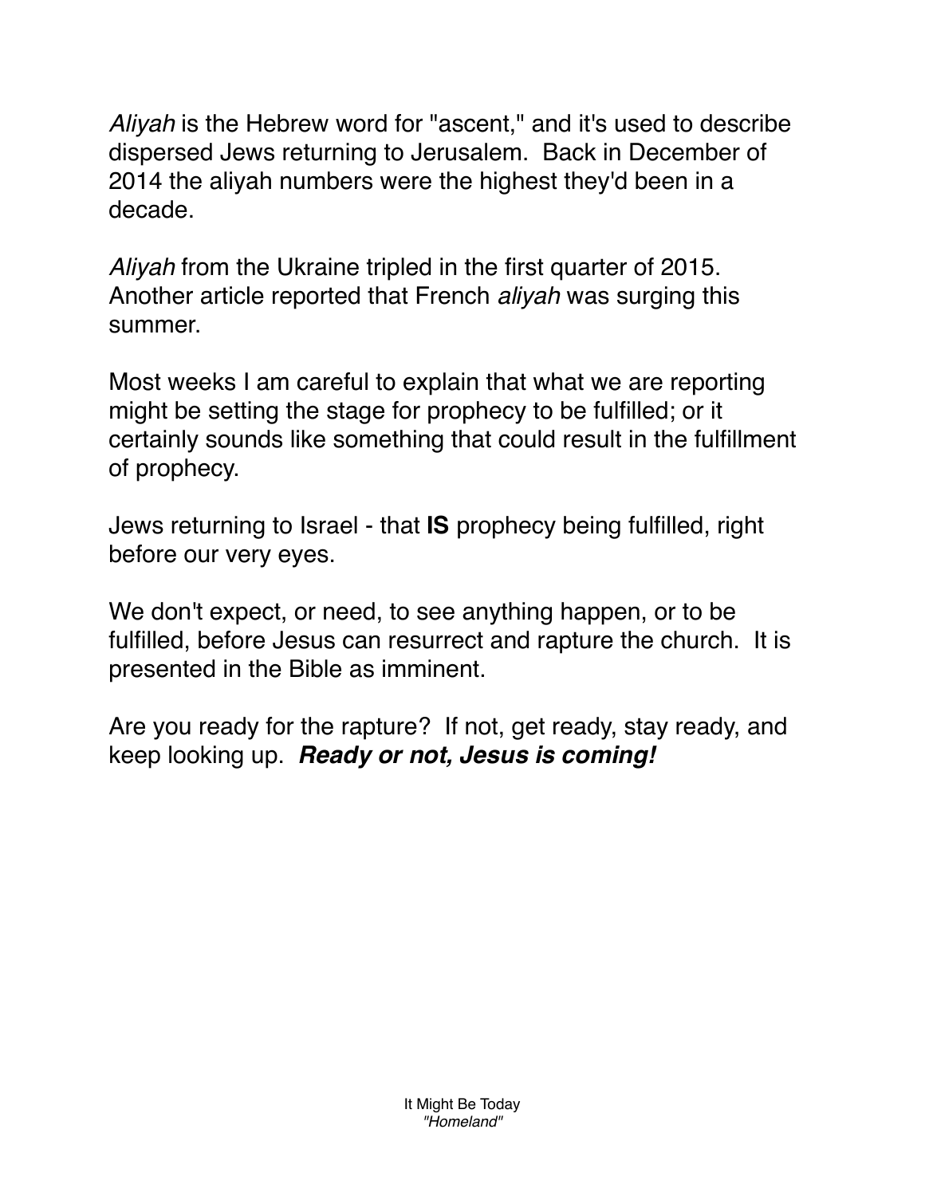*Aliyah* is the Hebrew word for "ascent," and it's used to describe dispersed Jews returning to Jerusalem. Back in December of 2014 the aliyah numbers were the highest they'd been in a decade.

*Aliyah* from the Ukraine tripled in the first quarter of 2015. Another article reported that French *aliyah* was surging this summer.

Most weeks I am careful to explain that what we are reporting might be setting the stage for prophecy to be fulfilled; or it certainly sounds like something that could result in the fulfillment of prophecy.

Jews returning to Israel - that **IS** prophecy being fulfilled, right before our very eyes.

We don't expect, or need, to see anything happen, or to be fulfilled, before Jesus can resurrect and rapture the church. It is presented in the Bible as imminent.

Are you ready for the rapture? If not, get ready, stay ready, and keep looking up. ***Ready or not, Jesus is coming!***